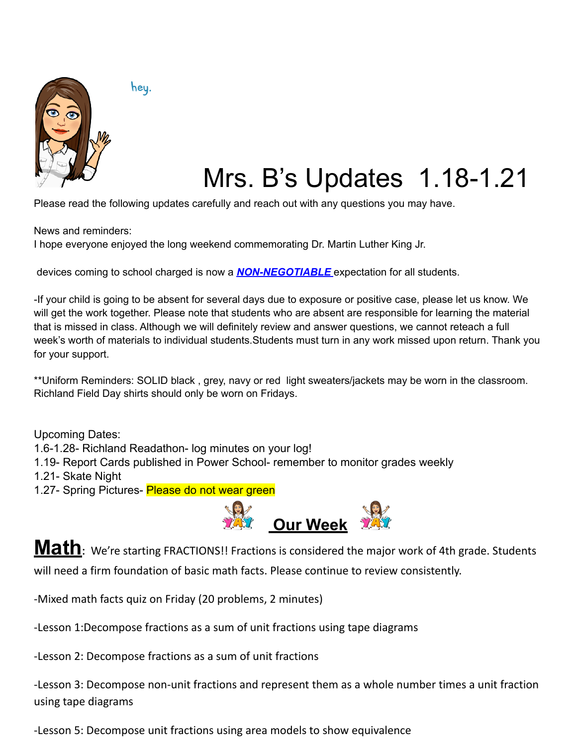hey.

# Mrs. B's Updates 1.18-1.21

Please read the following updates carefully and reach out with any questions you may have.

News and reminders:
I hope everyone enjoyed the long weekend commemorating Dr. Martin Luther King Jr.

devices coming to school charged is now a ***NON-NEGOTIABLE*** expectation for all students.

-If your child is going to be absent for several days due to exposure or positive case, please let us know. We will get the work together. Please note that students who are absent are responsible for learning the material that is missed in class. Although we will definitely review and answer questions, we cannot reteach a full week's worth of materials to individual students.Students must turn in any work missed upon return. Thank you for your support.

**Uniform Reminders: SOLID black , grey, navy or red light sweaters/jackets may be worn in the classroom. Richland Field Day shirts should only be worn on Fridays.

Upcoming Dates:
1.6-1.28- Richland Readathon- log minutes on your log!
1.19- Report Cards published in Power School- remember to monitor grades weekly
1.21- Skate Night
1.27- Spring Pictures- Please do not wear green

## Our Week

**Math**: We're starting FRACTIONS!! Fractions is considered the major work of 4th grade. Students will need a firm foundation of basic math facts. Please continue to review consistently.

-Mixed math facts quiz on Friday (20 problems, 2 minutes)

-Lesson 1:Decompose fractions as a sum of unit fractions using tape diagrams

-Lesson 2: Decompose fractions as a sum of unit fractions

-Lesson 3: Decompose non-unit fractions and represent them as a whole number times a unit fraction using tape diagrams

-Lesson 5: Decompose unit fractions using area models to show equivalence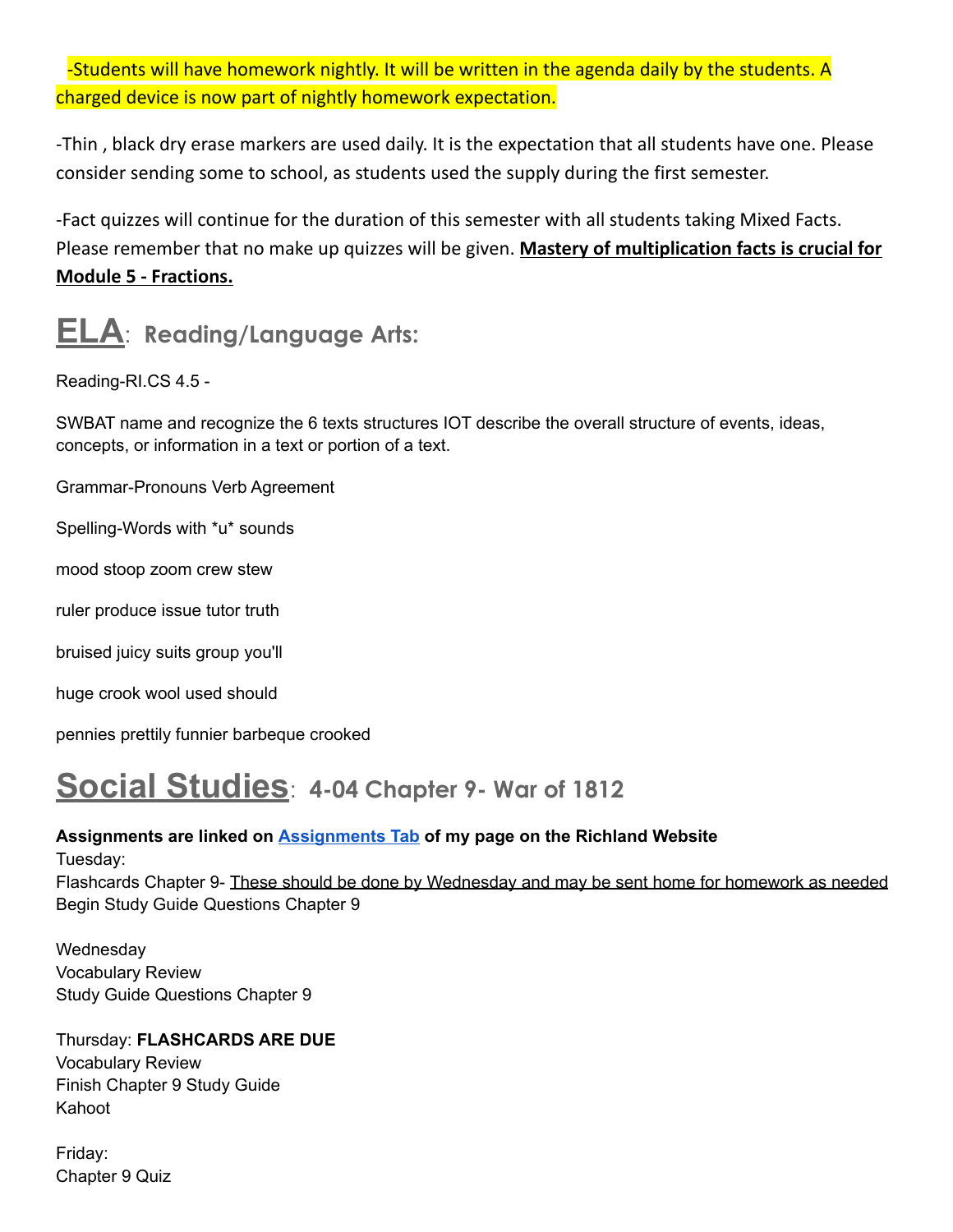-Students will have homework nightly. It will be written in the agenda daily by the students. A charged device is now part of nightly homework expectation.

-Thin , black dry erase markers are used daily. It is the expectation that all students have one. Please consider sending some to school, as students used the supply during the first semester.

-Fact quizzes will continue for the duration of this semester with all students taking Mixed Facts. Please remember that no make up quizzes will be given. **Mastery of multiplication facts is crucial for Module 5 - Fractions.**

## ELA: Reading/Language Arts:

Reading-RI.CS 4.5 -

SWBAT name and recognize the 6 texts structures IOT describe the overall structure of events, ideas, concepts, or information in a text or portion of a text.

Grammar-Pronouns Verb Agreement

Spelling-Words with *u* sounds

mood stoop zoom crew stew

ruler produce issue tutor truth

bruised juicy suits group you'll

huge crook wool used should

pennies prettily funnier barbeque crooked

## Social Studies: 4-04 Chapter 9- War of 1812

**Assignments are linked on Assignments Tab of my page on the Richland Website**

Tuesday:
Flashcards Chapter 9- These should be done by Wednesday and may be sent home for homework as needed
Begin Study Guide Questions Chapter 9

Wednesday
Vocabulary Review
Study Guide Questions Chapter 9

Thursday: **FLASHCARDS ARE DUE**
Vocabulary Review
Finish Chapter 9 Study Guide
Kahoot

Friday:
Chapter 9 Quiz